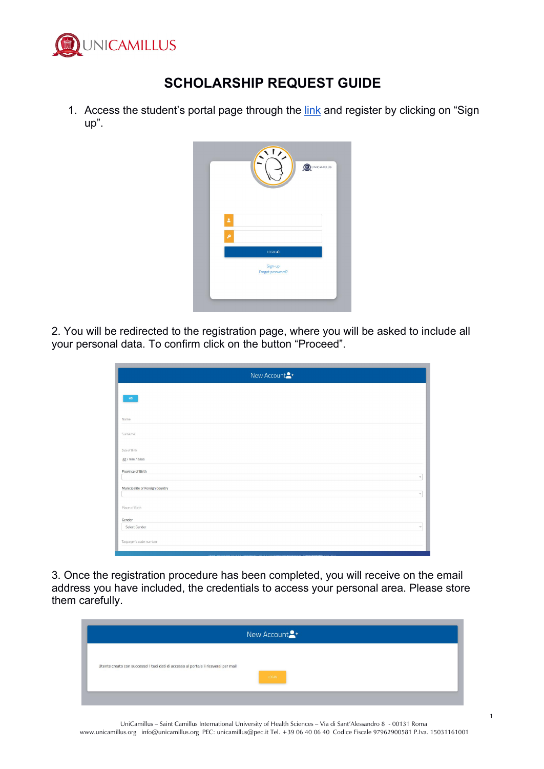# SCHOLARSHIP REQUEST GUIDE

1. Access the student's portal page through the link and register by clicking on "Sign up".

2. You will be redirected to the registration page, where you will be asked to include all your personal data. To confirm click on the button "Proceed".

3. Once the registration procedure has been completed, you will receive on the email address you have included, the credentials to access your personal area. Please store them carefully.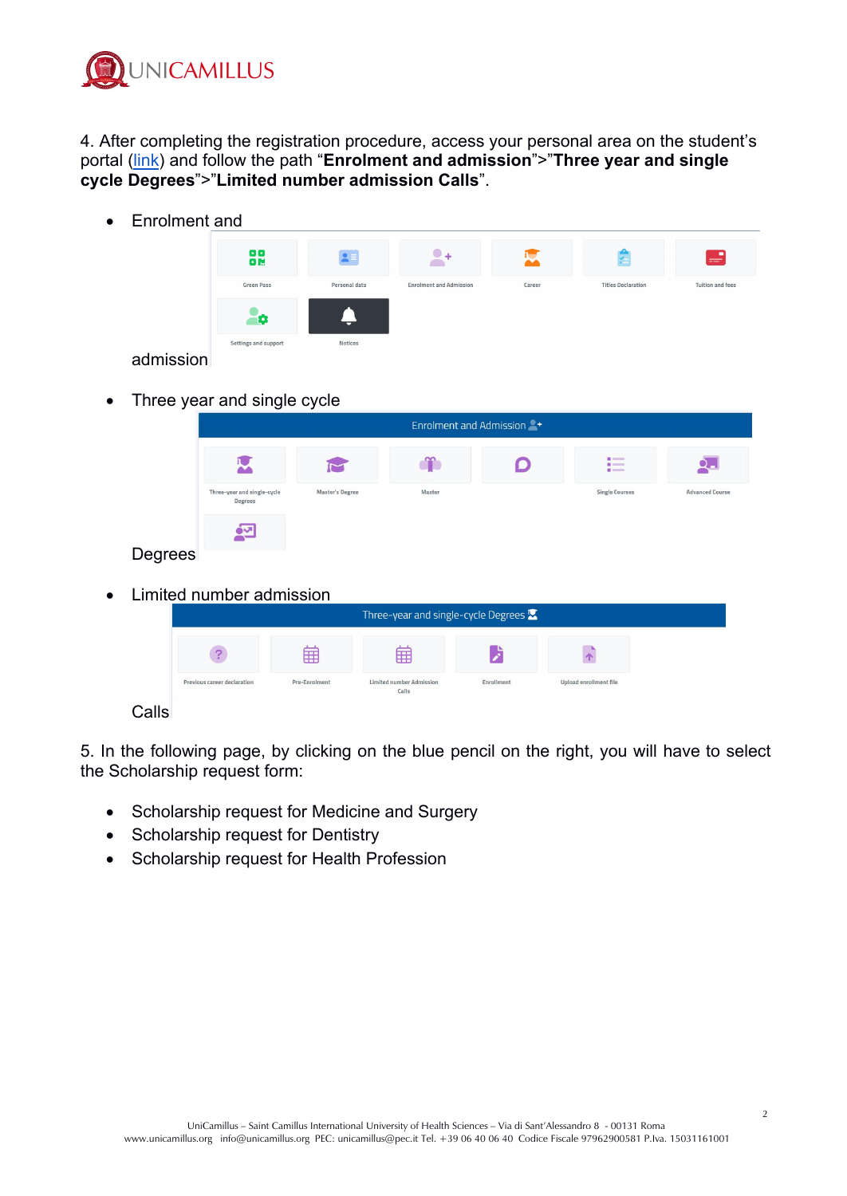4. After completing the registration procedure, access your personal area on the student's portal (link) and follow the path "**Enrolment and admission**">"**Three year and single cycle Degrees**">"**Limited number admission Calls**".

- Enrolment and admission
- Three year and single cycle Degrees
- Limited number admission Calls

5. In the following page, by clicking on the blue pencil on the right, you will have to select the Scholarship request form:

- Scholarship request for Medicine and Surgery
- Scholarship request for Dentistry
- Scholarship request for Health Profession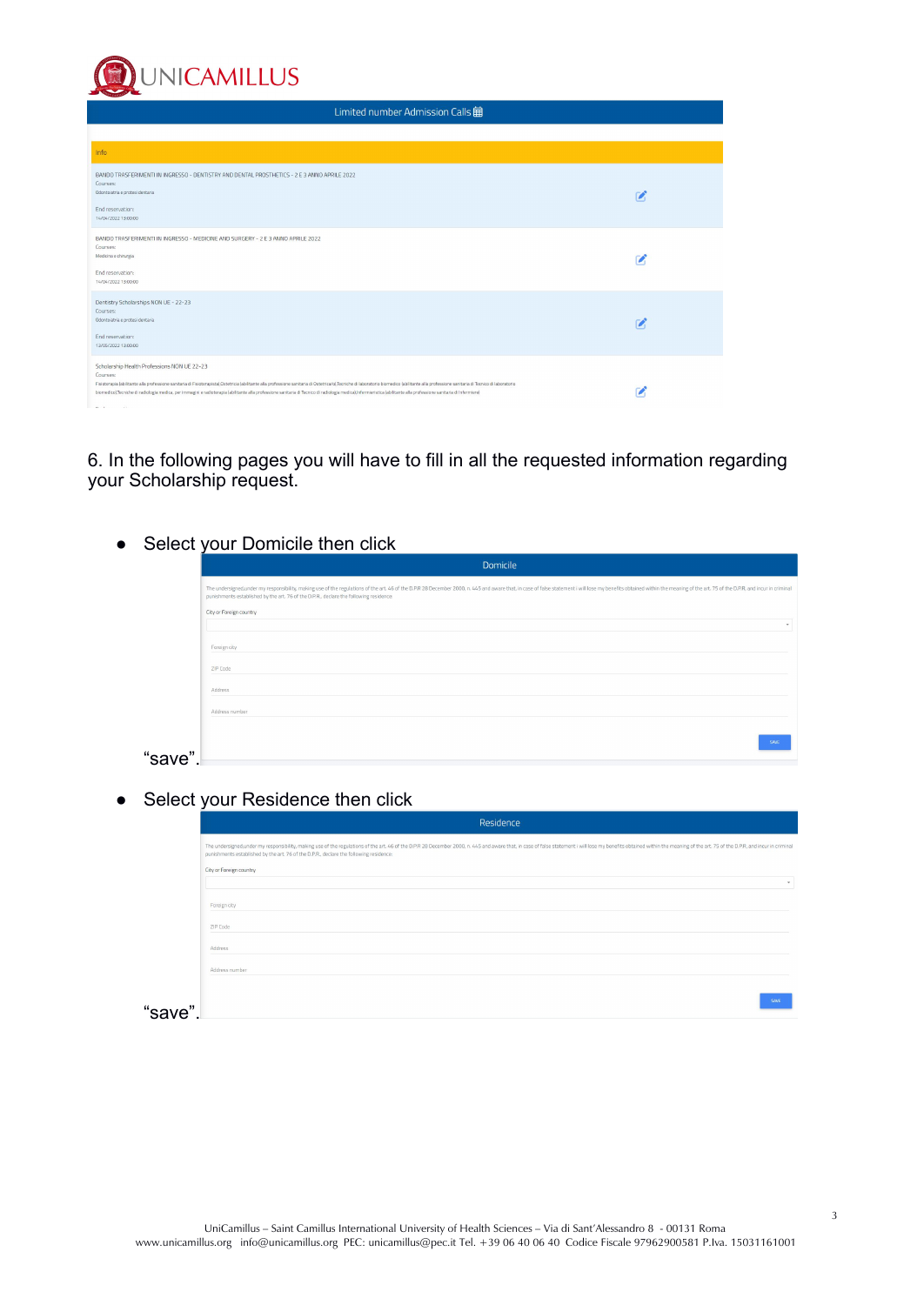6. In the following pages you will have to fill in all the requested information regarding your Scholarship request.

- Select your Domicile then click "save".
- Select your Residence then click "save".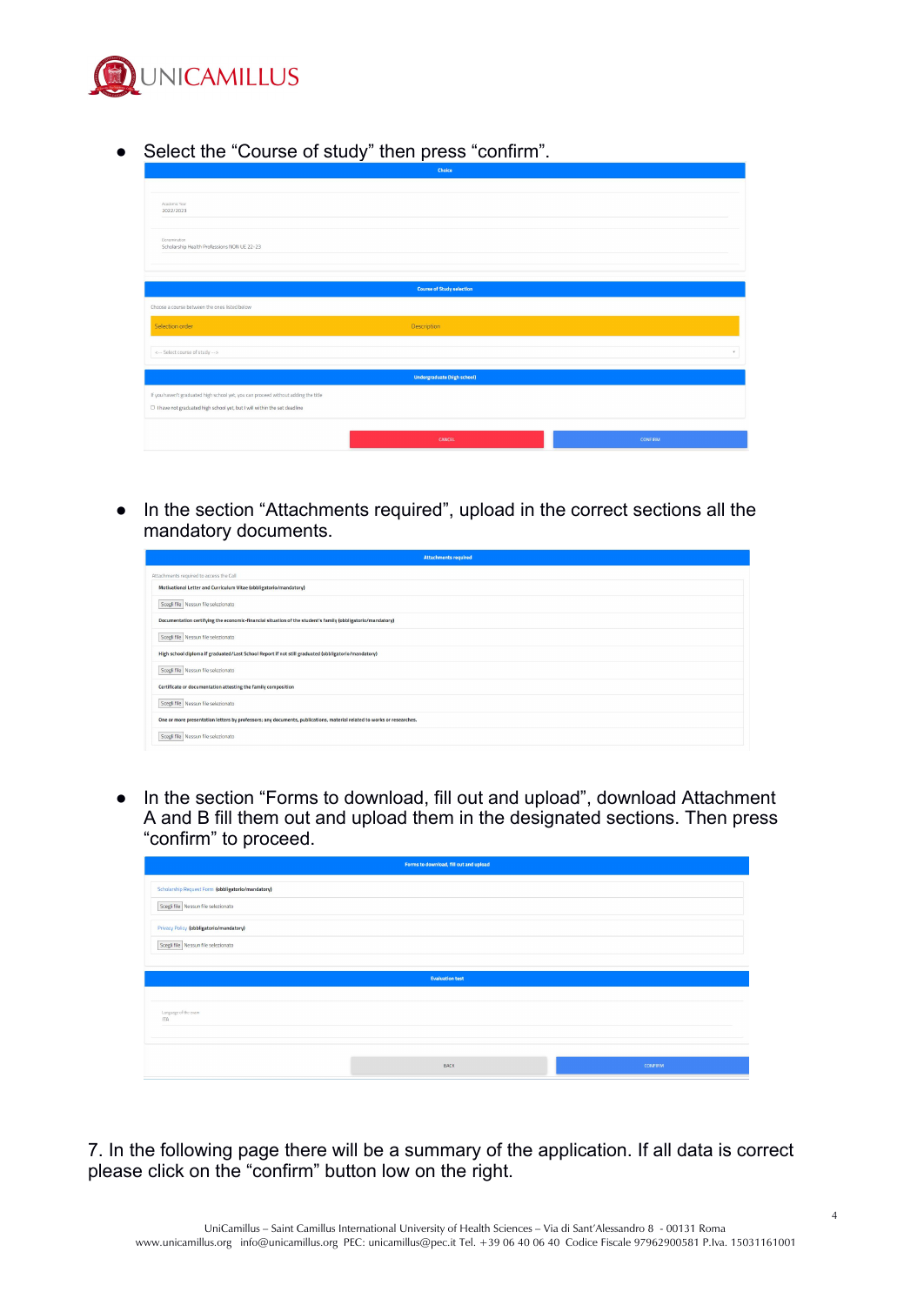- Select the "Course of study" then press "confirm".

- In the section "Attachments required", upload in the correct sections all the mandatory documents.

- In the section "Forms to download, fill out and upload", download Attachment A and B fill them out and upload them in the designated sections. Then press "confirm" to proceed.

7. In the following page there will be a summary of the application. If all data is correct please click on the "confirm" button low on the right.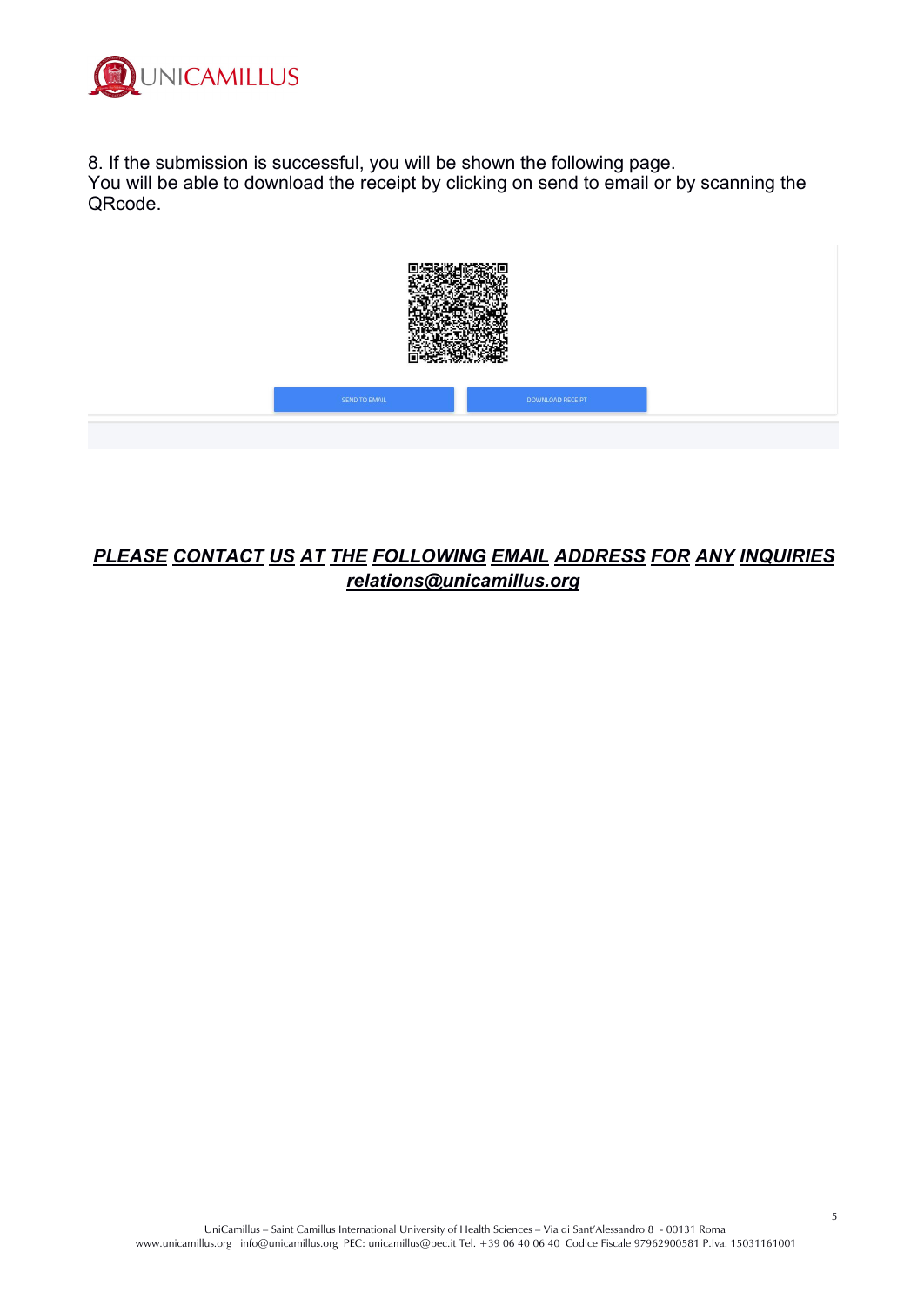8. If the submission is successful, you will be shown the following page.
You will be able to download the receipt by clicking on send to email or by scanning the QRcode.

SEND TO EMAIL

DOWNLOAD RECEIPT

***PLEASE CONTACT US AT THE FOLLOWING EMAIL ADDRESS FOR ANY INQUIRIES relations@unicamillus.org***

UniCamillus – Saint Camillus International University of Health Sciences – Via di Sant'Alessandro 8 - 00131 Roma
www.unicamillus.org info@unicamillus.org PEC: unicamillus@pec.it Tel. +39 06 40 06 40 Codice Fiscale 97962900581 P.Iva. 15031161001